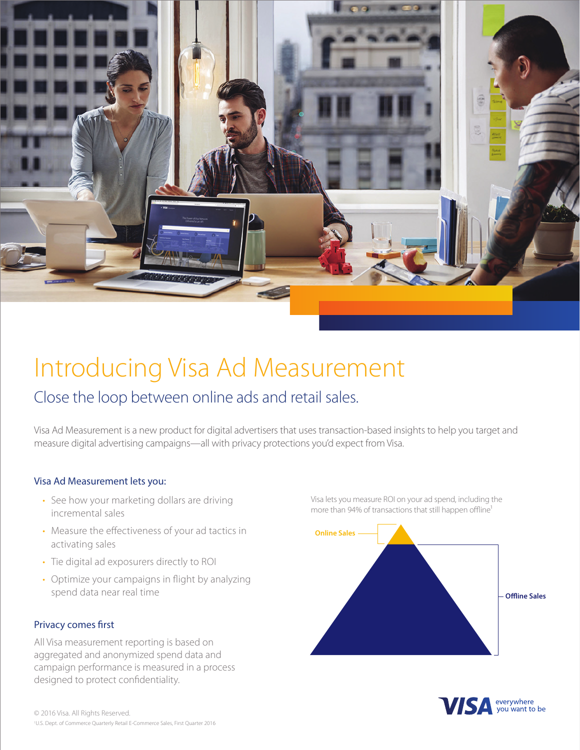# Introducing Visa Ad Measurement

## Close the loop between online ads and retail sales.

Visa Ad Measurement is a new product for digital advertisers that uses transaction-based insights to help you target and measure digital advertising campaigns—all with privacy protections you'd expect from Visa.

### Visa Ad Measurement lets you:

- See how your marketing dollars are driving incremental sales
- Measure the effectiveness of your ad tactics in activating sales
- Tie digital ad exposures directly to ROI
- Optimize your campaigns in flight by analyzing spend data near real time

### Privacy comes first

All Visa measurement reporting is based on aggregated and anonymized spend data and campaign performance is measured in a process designed to protect confidentiality.

Visa lets you measure ROI on your ad spend, including the more than 94% of transactions that still happen offline[1]

Online Sales

Offline Sales

© 2016 Visa. All Rights Reserved.

[1] U.S. Dept. of Commerce Quarterly Retail E-Commerce Sales, First Quarter 2016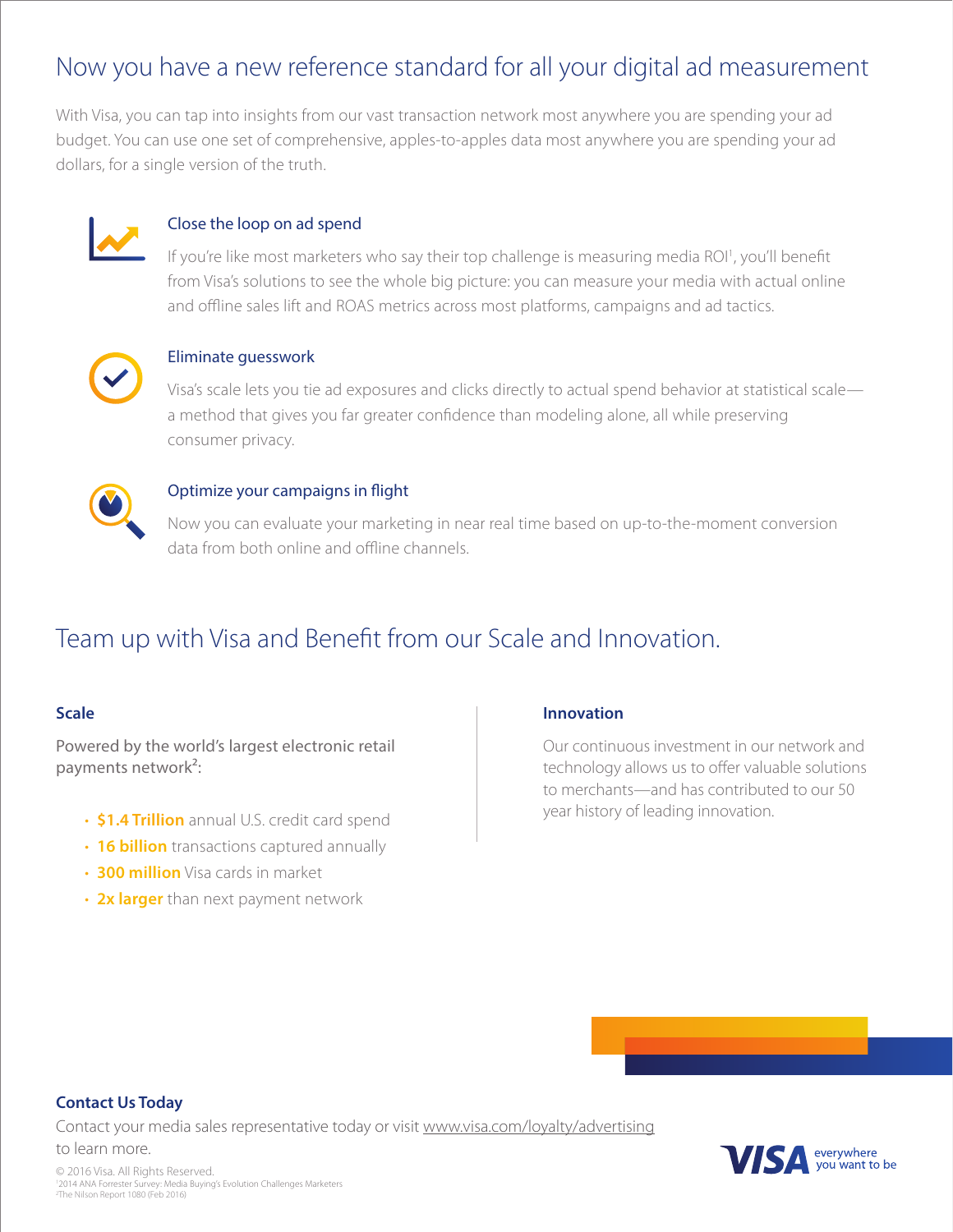# Now you have a new reference standard for all your digital ad measurement

With Visa, you can tap into insights from our vast transaction network most anywhere you are spending your ad budget. You can use one set of comprehensive, apples-to-apples data most anywhere you are spending your ad dollars, for a single version of the truth.

### Close the loop on ad spend

If you're like most marketers who say their top challenge is measuring media ROI[1], you'll benefit from Visa's solutions to see the whole big picture: you can measure your media with actual online and offline sales lift and ROAS metrics across most platforms, campaigns and ad tactics.

### Eliminate guesswork

Visa's scale lets you tie ad exposures and clicks directly to actual spend behavior at statistical scale—a method that gives you far greater confidence than modeling alone, all while preserving consumer privacy.

### Optimize your campaigns in flight

Now you can evaluate your marketing in near real time based on up-to-the-moment conversion data from both online and offline channels.

# Team up with Visa and Benefit from our Scale and Innovation.

### Scale

Powered by the world's largest electronic retail payments network[2]:

- **$1.4 Trillion** annual U.S. credit card spend
- **16 billion** transactions captured annually
- **300 million** Visa cards in market
- **2x larger** than next payment network

### Innovation

Our continuous investment in our network and technology allows us to offer valuable solutions to merchants—and has contributed to our 50 year history of leading innovation.

### Contact Us Today

Contact your media sales representative today or visit www.visa.com/loyalty/advertising to learn more.

VISA everywhere you want to be

© 2016 Visa. All Rights Reserved.

[1] 2014 ANA Forrester Survey: Media Buying's Evolution Challenges Marketers

[2] The Nilson Report 1080 (Feb 2016)